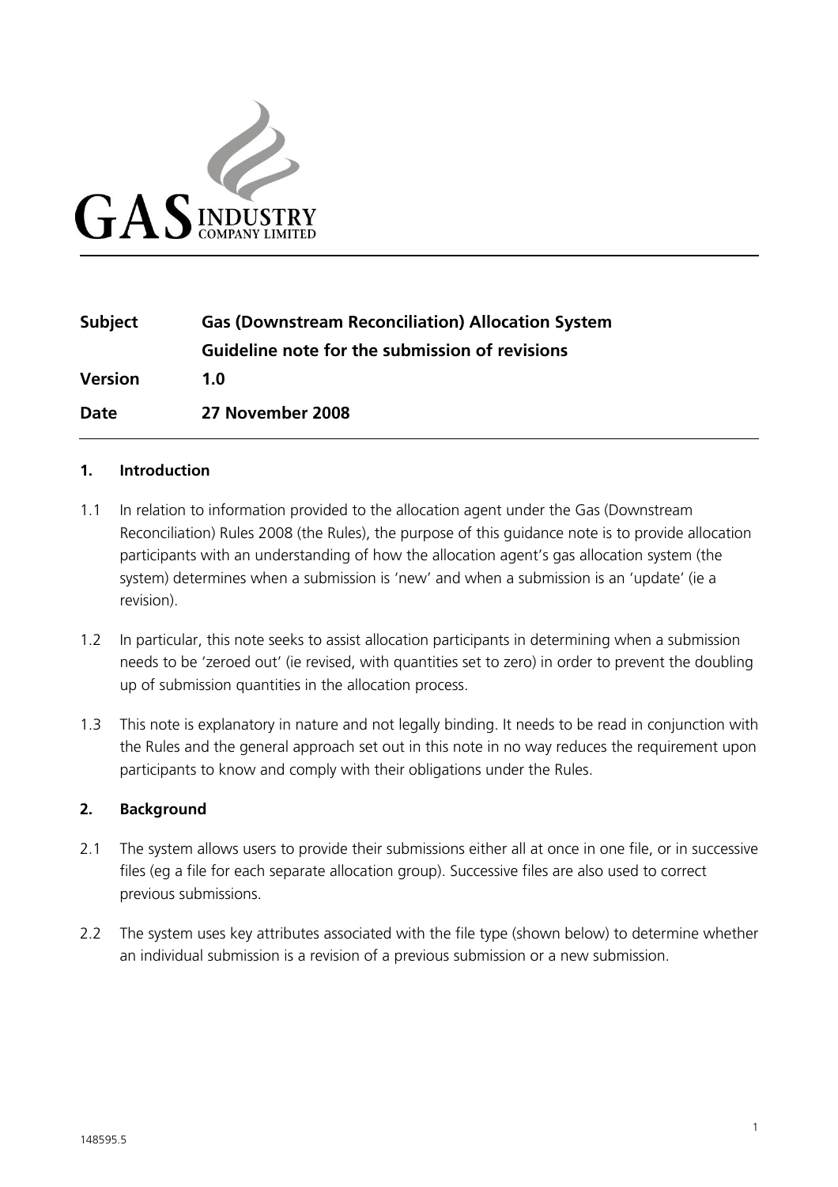GAS INDUSTRY COMPANY LIMITED

| | |
|---|---|
| **Subject** | **Gas (Downstream Reconciliation) Allocation System** |
| | **Guideline note for the submission of revisions** |
| **Version** | **1.0** |
| **Date** | **27 November 2008** |

## 1. Introduction

1.1 In relation to information provided to the allocation agent under the Gas (Downstream Reconciliation) Rules 2008 (the Rules), the purpose of this guidance note is to provide allocation participants with an understanding of how the allocation agent's gas allocation system (the system) determines when a submission is 'new' and when a submission is an 'update' (ie a revision).

1.2 In particular, this note seeks to assist allocation participants in determining when a submission needs to be 'zeroed out' (ie revised, with quantities set to zero) in order to prevent the doubling up of submission quantities in the allocation process.

1.3 This note is explanatory in nature and not legally binding. It needs to be read in conjunction with the Rules and the general approach set out in this note in no way reduces the requirement upon participants to know and comply with their obligations under the Rules.

## 2. Background

2.1 The system allows users to provide their submissions either all at once in one file, or in successive files (eg a file for each separate allocation group). Successive files are also used to correct previous submissions.

2.2 The system uses key attributes associated with the file type (shown below) to determine whether an individual submission is a revision of a previous submission or a new submission.

148595.5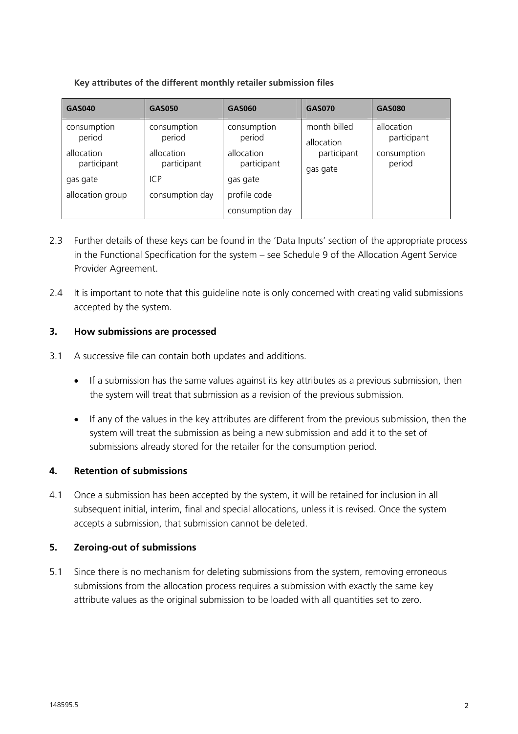**Key attributes of the different monthly retailer submission files**

| GAS040 | GAS050 | GAS060 | GAS070 | GAS080 |
|---|---|---|---|---|
| consumption period | consumption period | consumption period | month billed | allocation participant |
| allocation participant | allocation participant | allocation participant | allocation participant | consumption period |
| gas gate | ICP | gas gate | gas gate | |
| allocation group | consumption day | profile code | | |
| | | consumption day | | |

2.3 Further details of these keys can be found in the 'Data Inputs' section of the appropriate process in the Functional Specification for the system – see Schedule 9 of the Allocation Agent Service Provider Agreement.

2.4 It is important to note that this guideline note is only concerned with creating valid submissions accepted by the system.

## 3. How submissions are processed

3.1 A successive file can contain both updates and additions.

- If a submission has the same values against its key attributes as a previous submission, then the system will treat that submission as a revision of the previous submission.
- If any of the values in the key attributes are different from the previous submission, then the system will treat the submission as being a new submission and add it to the set of submissions already stored for the retailer for the consumption period.

## 4. Retention of submissions

4.1 Once a submission has been accepted by the system, it will be retained for inclusion in all subsequent initial, interim, final and special allocations, unless it is revised. Once the system accepts a submission, that submission cannot be deleted.

## 5. Zeroing-out of submissions

5.1 Since there is no mechanism for deleting submissions from the system, removing erroneous submissions from the allocation process requires a submission with exactly the same key attribute values as the original submission to be loaded with all quantities set to zero.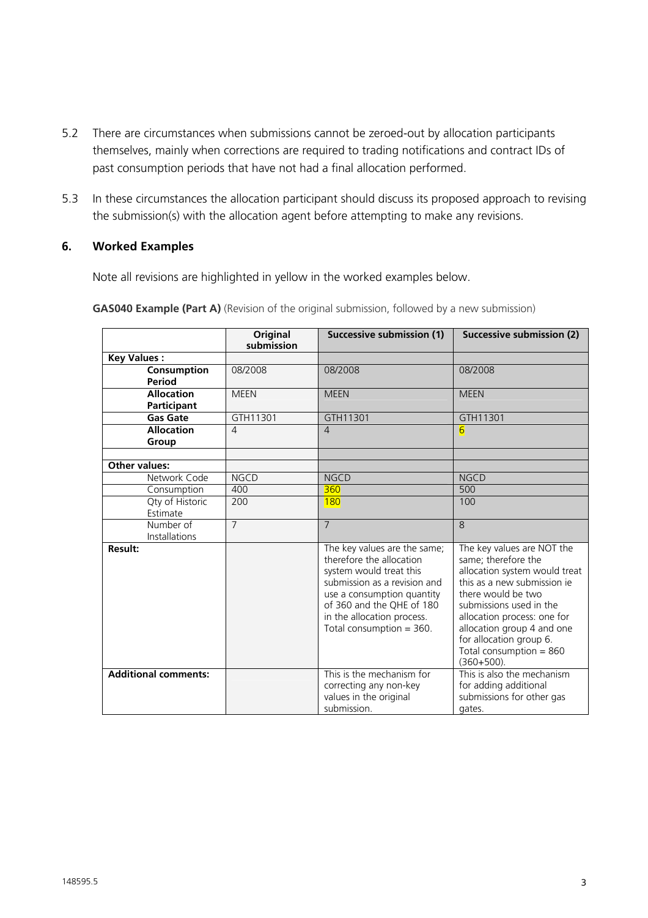5.2 There are circumstances when submissions cannot be zeroed-out by allocation participants themselves, mainly when corrections are required to trading notifications and contract IDs of past consumption periods that have not had a final allocation performed.

5.3 In these circumstances the allocation participant should discuss its proposed approach to revising the submission(s) with the allocation agent before attempting to make any revisions.

## 6. Worked Examples

Note all revisions are highlighted in yellow in the worked examples below.

**GAS040 Example (Part A)** (Revision of the original submission, followed by a new submission)

| | Original submission | Successive submission (1) | Successive submission (2) |
|---|---|---|---|
| **Key Values :** | | | |
| **Consumption Period** | 08/2008 | 08/2008 | 08/2008 |
| **Allocation Participant** | MEEN | MEEN | MEEN |
| **Gas Gate** | GTH11301 | GTH11301 | GTH11301 |
| **Allocation Group** | 4 | 4 | 6 |
| | | | |
| **Other values:** | | | |
| Network Code | NGCD | NGCD | NGCD |
| Consumption | 400 | 360 | 500 |
| Qty of Historic Estimate | 200 | 180 | 100 |
| Number of Installations | 7 | 7 | 8 |
| **Result:** | | The key values are the same; therefore the allocation system would treat this submission as a revision and use a consumption quantity of 360 and the QHE of 180 in the allocation process. Total consumption = 360. | The key values are NOT the same; therefore the allocation system would treat this as a new submission ie there would be two submissions used in the allocation process: one for allocation group 4 and one for allocation group 6. Total consumption = 860 (360+500). |
| **Additional comments:** | | This is the mechanism for correcting any non-key values in the original submission. | This is also the mechanism for adding additional submissions for other gas gates. |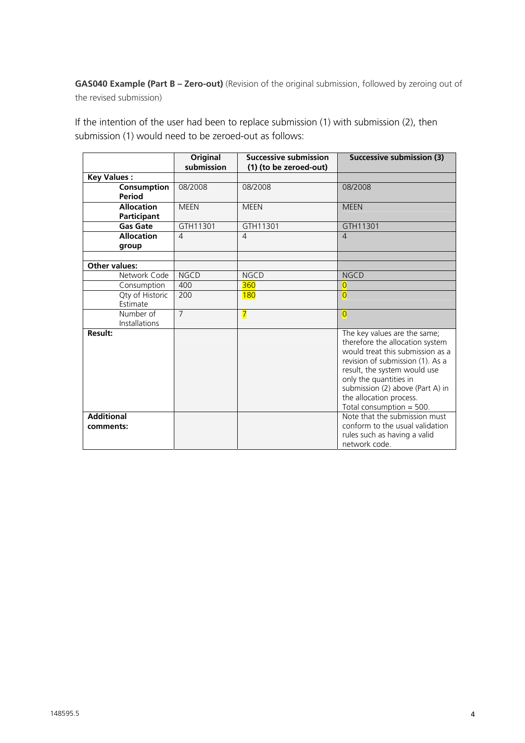**GAS040 Example (Part B – Zero-out)** (Revision of the original submission, followed by zeroing out of the revised submission)

If the intention of the user had been to replace submission (1) with submission (2), then submission (1) would need to be zeroed-out as follows:

| | Original submission | Successive submission (1) (to be zeroed-out) | Successive submission (3) |
|---|---|---|---|
| **Key Values :** | | | |
| **Consumption Period** | 08/2008 | 08/2008 | 08/2008 |
| **Allocation Participant** | MEEN | MEEN | MEEN |
| **Gas Gate** | GTH11301 | GTH11301 | GTH11301 |
| **Allocation group** | 4 | 4 | 4 |
| | | | |
| **Other values:** | | | |
| Network Code | NGCD | NGCD | NGCD |
| Consumption | 400 | 360 | 0 |
| Qty of Historic Estimate | 200 | 180 | 0 |
| Number of Installations | 7 | 7 | 0 |
| **Result:** | | | The key values are the same; therefore the allocation system would treat this submission as a revision of submission (1). As a result, the system would use only the quantities in submission (2) above (Part A) in the allocation process. Total consumption = 500. |
| **Additional comments:** | | | Note that the submission must conform to the usual validation rules such as having a valid network code. |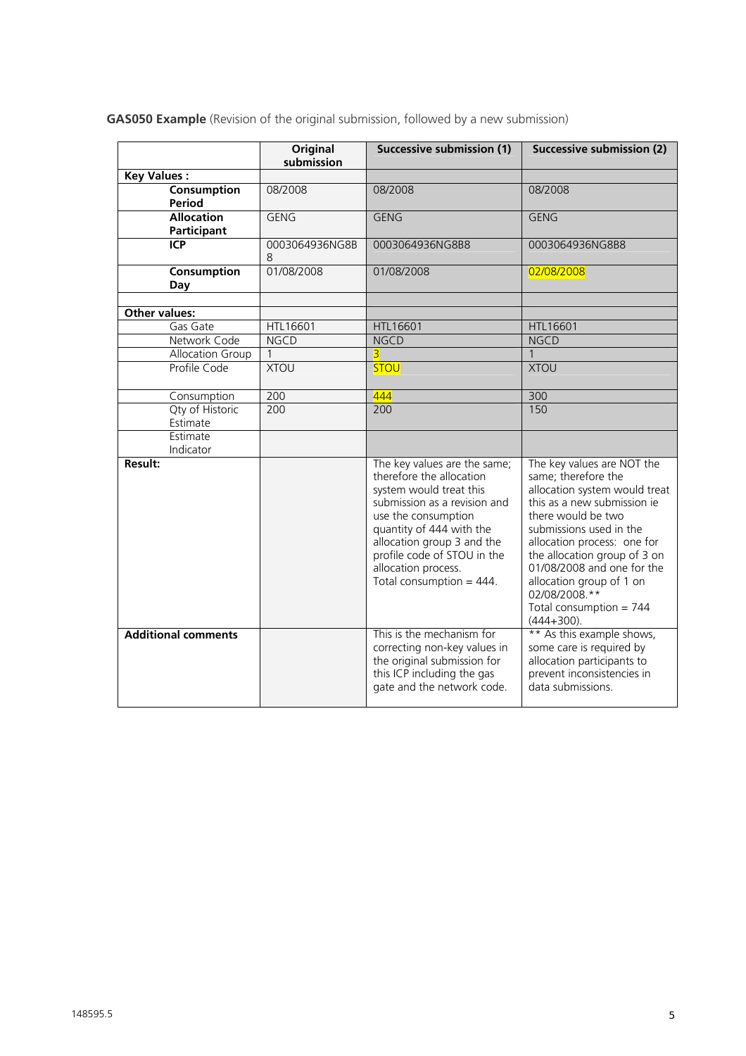**GAS050 Example** (Revision of the original submission, followed by a new submission)

| | Original submission | Successive submission (1) | Successive submission (2) |
|---|---|---|---|
| **Key Values :** | | | |
| **Consumption Period** | 08/2008 | 08/2008 | 08/2008 |
| **Allocation Participant** | GENG | GENG | GENG |
| **ICP** | 0003064936NG8B8 | 0003064936NG8B8 | 0003064936NG8B8 |
| **Consumption Day** | 01/08/2008 | 01/08/2008 | 02/08/2008 |
| | | | |
| **Other values:** | | | |
| Gas Gate | HTL16601 | HTL16601 | HTL16601 |
| Network Code | NGCD | NGCD | NGCD |
| Allocation Group | 1 | 3 | 1 |
| Profile Code | XTOU | STOU | XTOU |
| Consumption | 200 | 444 | 300 |
| Qty of Historic Estimate | 200 | 200 | 150 |
| Estimate Indicator | | | |
| **Result:** | | The key values are the same; therefore the allocation system would treat this submission as a revision and use the consumption quantity of 444 with the allocation group 3 and the profile code of STOU in the allocation process. Total consumption = 444. | The key values are NOT the same; therefore the allocation system would treat this as a new submission ie there would be two submissions used in the allocation process: one for the allocation group of 3 on 01/08/2008 and one for the allocation group of 1 on 02/08/2008.** Total consumption = 744 (444+300). |
| **Additional comments** | | This is the mechanism for correcting non-key values in the original submission for this ICP including the gas gate and the network code. | ** As this example shows, some care is required by allocation participants to prevent inconsistencies in data submissions. |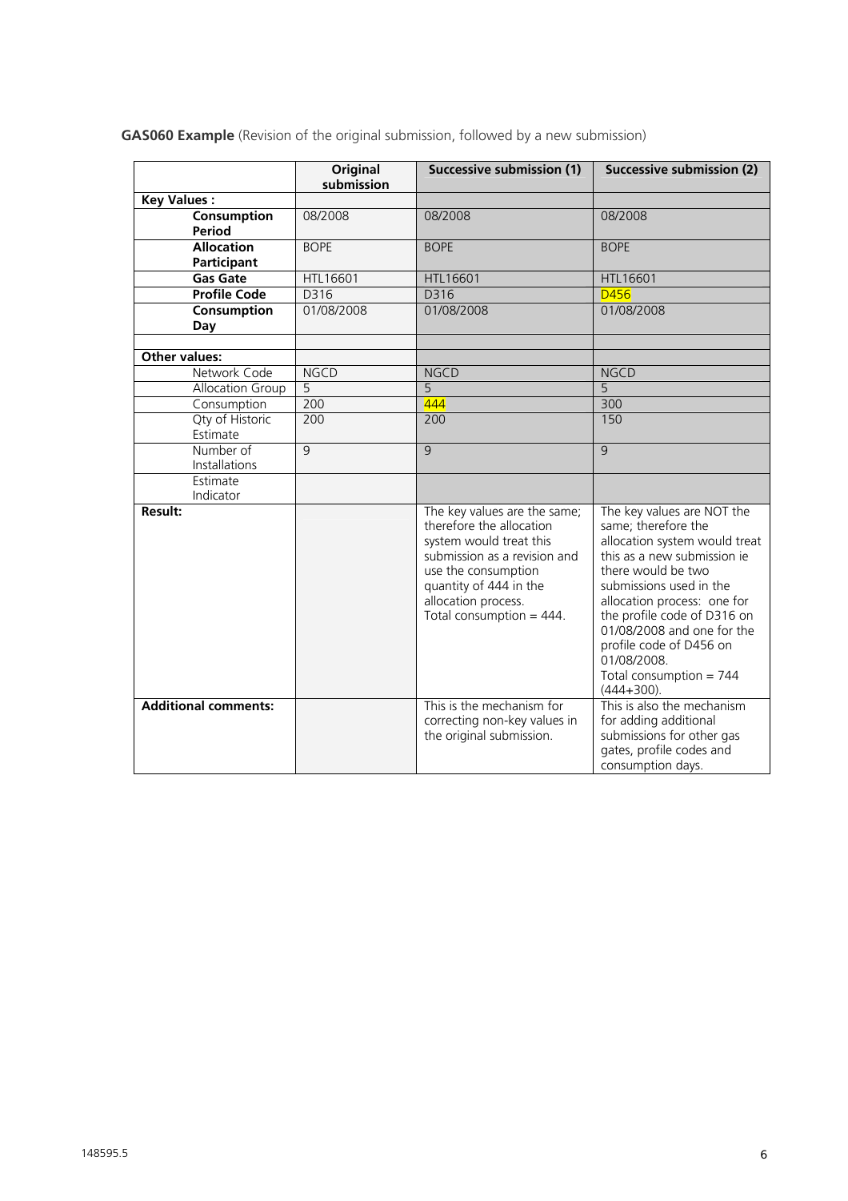**GAS060 Example** (Revision of the original submission, followed by a new submission)

| | Original submission | Successive submission (1) | Successive submission (2) |
|---|---|---|---|
| **Key Values :** | | | |
| **Consumption Period** | 08/2008 | 08/2008 | 08/2008 |
| **Allocation Participant** | BOPE | BOPE | BOPE |
| **Gas Gate** | HTL16601 | HTL16601 | HTL16601 |
| **Profile Code** | D316 | D316 | D456 |
| **Consumption Day** | 01/08/2008 | 01/08/2008 | 01/08/2008 |
| | | | |
| **Other values:** | | | |
| Network Code | NGCD | NGCD | NGCD |
| Allocation Group | 5 | 5 | 5 |
| Consumption | 200 | 444 | 300 |
| Qty of Historic Estimate | 200 | 200 | 150 |
| Number of Installations | 9 | 9 | 9 |
| Estimate Indicator | | | |
| **Result:** | | The key values are the same; therefore the allocation system would treat this submission as a revision and use the consumption quantity of 444 in the allocation process. Total consumption = 444. | The key values are NOT the same; therefore the allocation system would treat this as a new submission ie there would be two submissions used in the allocation process: one for the profile code of D316 on 01/08/2008 and one for the profile code of D456 on 01/08/2008. Total consumption = 744 (444+300). |
| **Additional comments:** | | This is the mechanism for correcting non-key values in the original submission. | This is also the mechanism for adding additional submissions for other gas gates, profile codes and consumption days. |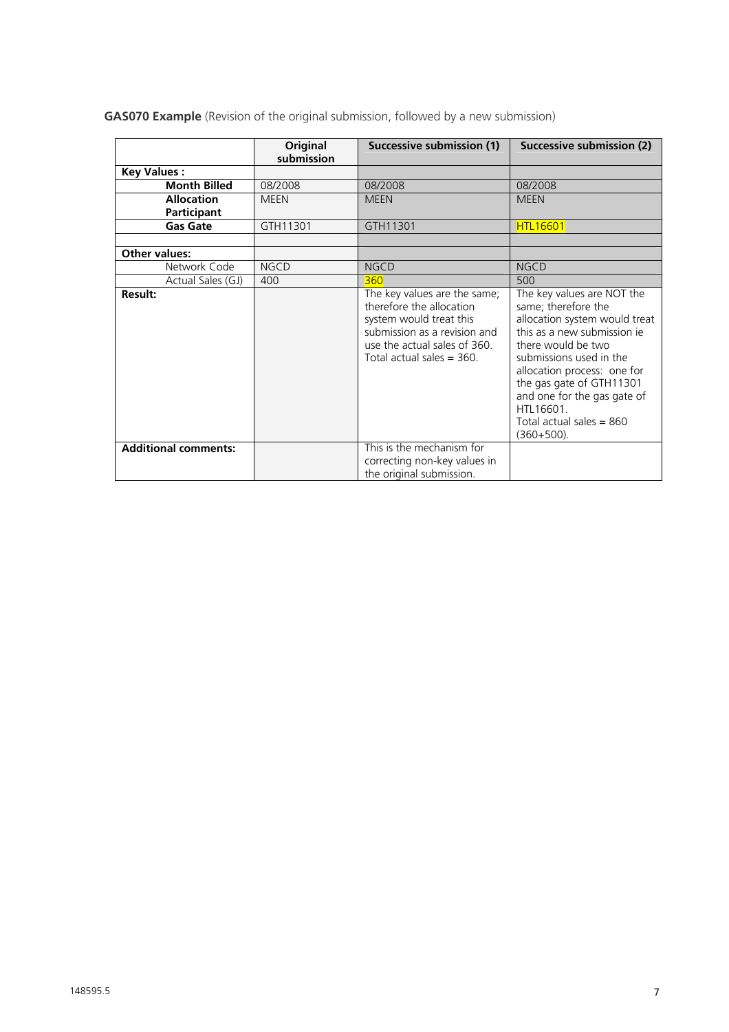**GAS070 Example** (Revision of the original submission, followed by a new submission)

| | Original submission | Successive submission (1) | Successive submission (2) |
|---|---|---|---|
| **Key Values :** | | | |
| **Month Billed** | 08/2008 | 08/2008 | 08/2008 |
| **Allocation Participant** | MEEN | MEEN | MEEN |
| **Gas Gate** | GTH11301 | GTH11301 | HTL16601 |
| | | | |
| **Other values:** | | | |
| Network Code | NGCD | NGCD | NGCD |
| Actual Sales (GJ) | 400 | 360 | 500 |
| **Result:** | | The key values are the same; therefore the allocation system would treat this submission as a revision and use the actual sales of 360. Total actual sales = 360. | The key values are NOT the same; therefore the allocation system would treat this as a new submission ie there would be two submissions used in the allocation process: one for the gas gate of GTH11301 and one for the gas gate of HTL16601. Total actual sales = 860 (360+500). |
| **Additional comments:** | | This is the mechanism for correcting non-key values in the original submission. | |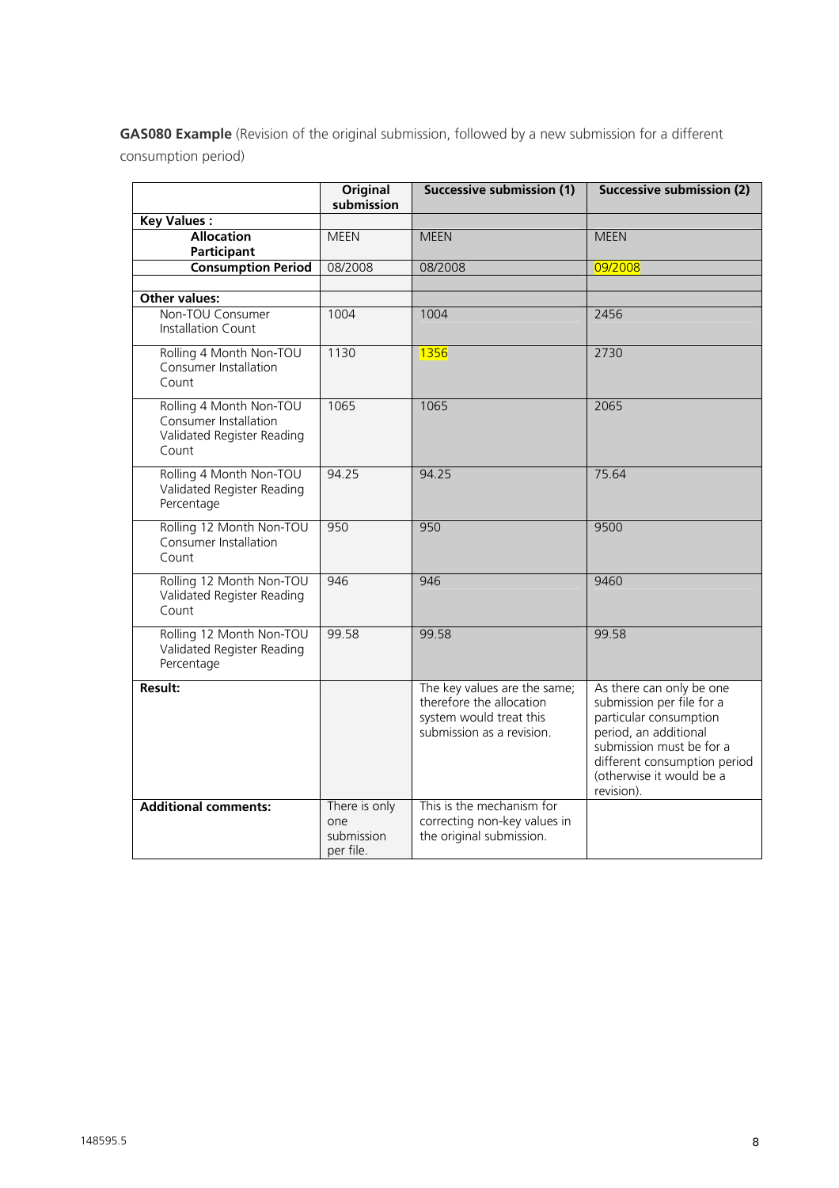**GAS080 Example** (Revision of the original submission, followed by a new submission for a different consumption period)

| | Original submission | Successive submission (1) | Successive submission (2) |
|---|---|---|---|
| **Key Values :** | | | |
| **Allocation Participant** | MEEN | MEEN | MEEN |
| **Consumption Period** | 08/2008 | 08/2008 | 09/2008 |
| | | | |
| **Other values:** | | | |
| Non-TOU Consumer Installation Count | 1004 | 1004 | 2456 |
| Rolling 4 Month Non-TOU Consumer Installation Count | 1130 | 1356 | 2730 |
| Rolling 4 Month Non-TOU Consumer Installation Validated Register Reading Count | 1065 | 1065 | 2065 |
| Rolling 4 Month Non-TOU Validated Register Reading Percentage | 94.25 | 94.25 | 75.64 |
| Rolling 12 Month Non-TOU Consumer Installation Count | 950 | 950 | 9500 |
| Rolling 12 Month Non-TOU Validated Register Reading Count | 946 | 946 | 9460 |
| Rolling 12 Month Non-TOU Validated Register Reading Percentage | 99.58 | 99.58 | 99.58 |
| **Result:** | | The key values are the same; therefore the allocation system would treat this submission as a revision. | As there can only be one submission per file for a particular consumption period, an additional submission must be for a different consumption period (otherwise it would be a revision). |
| **Additional comments:** | There is only one submission per file. | This is the mechanism for correcting non-key values in the original submission. | |

148595.5